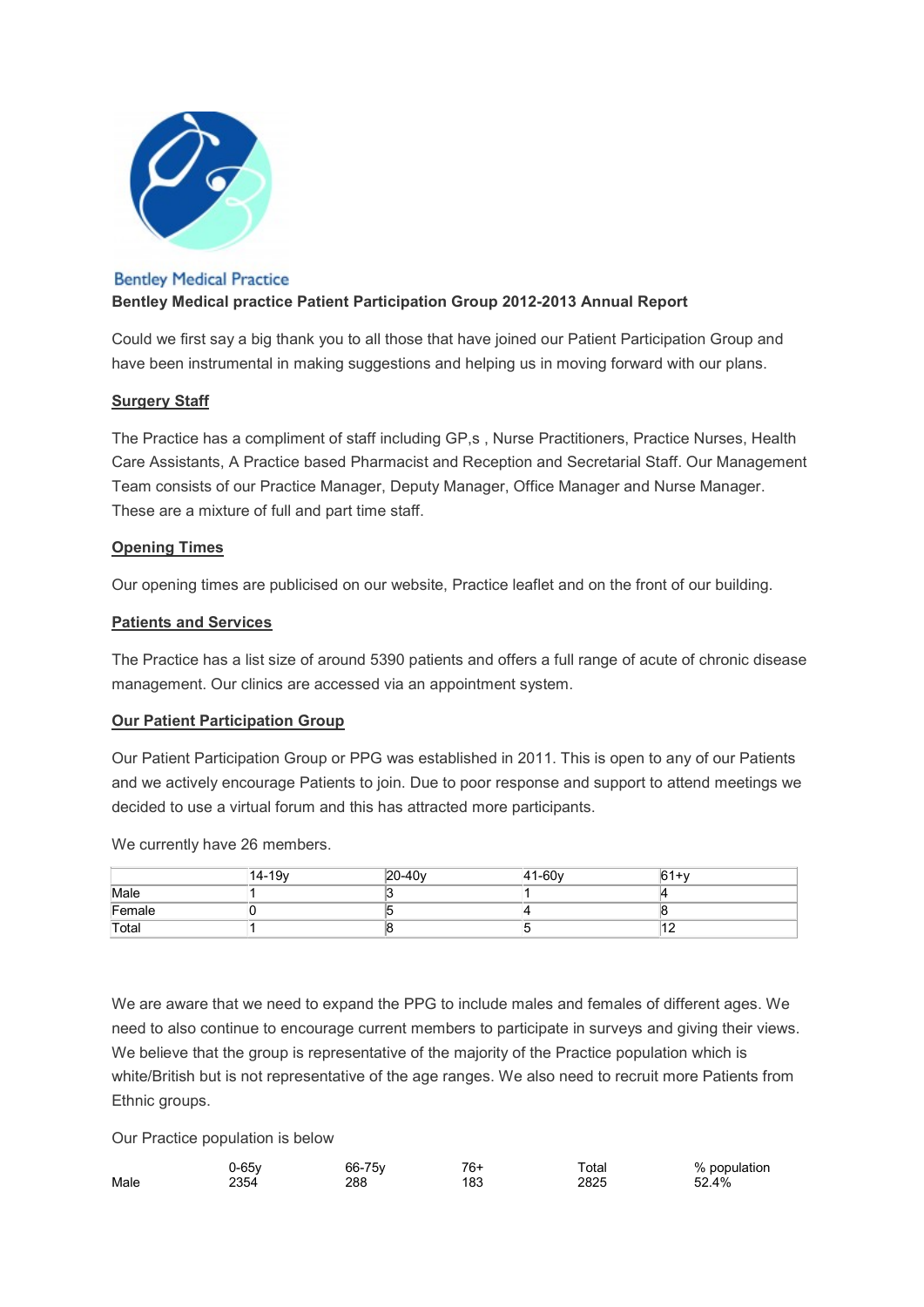Bentley Medical Practice

**Bentley Medical practice Patient Participation Group 2012-2013 Annual Report**

Could we first say a big thank you to all those that have joined our Patient Participation Group and have been instrumental in making suggestions and helping us in moving forward with our plans.

## Surgery Staff

The Practice has a compliment of staff including GP,s , Nurse Practitioners, Practice Nurses, Health Care Assistants, A Practice based Pharmacist and Reception and Secretarial Staff. Our Management Team consists of our Practice Manager, Deputy Manager, Office Manager and Nurse Manager. These are a mixture of full and part time staff.

## Opening Times

Our opening times are publicised on our website, Practice leaflet and on the front of our building.

## Patients and Services

The Practice has a list size of around 5390 patients and offers a full range of acute of chronic disease management. Our clinics are accessed via an appointment system.

## Our Patient Participation Group

Our Patient Participation Group or PPG was established in 2011. This is open to any of our Patients and we actively encourage Patients to join. Due to poor response and support to attend meetings we decided to use a virtual forum and this has attracted more participants.

We currently have 26 members.

| | 14-19y | 20-40y | 41-60y | 61+y |
|---|---|---|---|---|
| Male | 1 | 3 | 1 | 4 |
| Female | 0 | 5 | 4 | 8 |
| Total | 1 | 8 | 5 | 12 |

We are aware that we need to expand the PPG to include males and females of different ages. We need to also continue to encourage current members to participate in surveys and giving their views. We believe that the group is representative of the majority of the Practice population which is white/British but is not representative of the age ranges. We also need to recruit more Patients from Ethnic groups.

Our Practice population is below

| | 0-65y | 66-75y | 76+ | Total | % population |
|---|---|---|---|---|---|
| Male | 2354 | 288 | 183 | 2825 | 52.4% |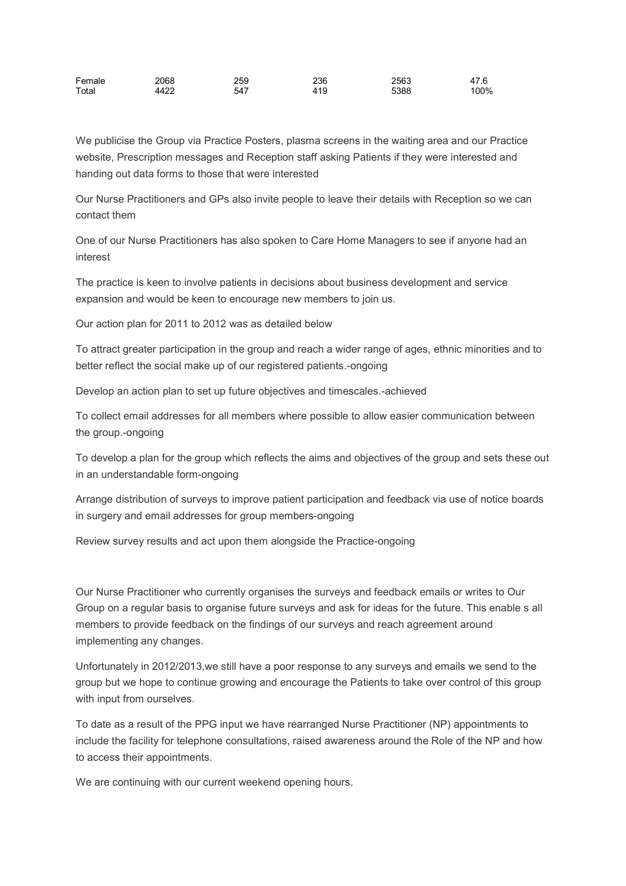| | | | | | |
|---|---|---|---|---|---|
| Female | 2068 | 259 | 236 | 2563 | 47.6 |
| Total | 4422 | 547 | 419 | 5388 | 100% |

We publicise the Group via Practice Posters, plasma screens in the waiting area and our Practice website, Prescription messages and Reception staff asking Patients if they were interested and handing out data forms to those that were interested

Our Nurse Practitioners and GPs also invite people to leave their details with Reception so we can contact them

One of our Nurse Practitioners has also spoken to Care Home Managers to see if anyone had an interest

The practice is keen to involve patients in decisions about business development and service expansion and would be keen to encourage new members to join us.

Our action plan for 2011 to 2012 was as detailed below

To attract greater participation in the group and reach a wider range of ages, ethnic minorities and to better reflect the social make up of our registered patients.-ongoing

Develop an action plan to set up future objectives and timescales.-achieved

To collect email addresses for all members where possible to allow easier communication between the group.-ongoing

To develop a plan for the group which reflects the aims and objectives of the group and sets these out in an understandable form-ongoing

Arrange distribution of surveys to improve patient participation and feedback via use of notice boards in surgery and email addresses for group members-ongoing

Review survey results and act upon them alongside the Practice-ongoing

Our Nurse Practitioner who currently organises the surveys and feedback emails or writes to Our Group on a regular basis to organise future surveys and ask for ideas for the future. This enable s all members to provide feedback on the findings of our surveys and reach agreement around implementing any changes.

Unfortunately in 2012/2013,we still have a poor response to any surveys and emails we send to the group but we hope to continue growing and encourage the Patients to take over control of this group with input from ourselves.

To date as a result of the PPG input we have rearranged Nurse Practitioner (NP) appointments to include the facility for telephone consultations, raised awareness around the Role of the NP and how to access their appointments.

We are continuing with our current weekend opening hours.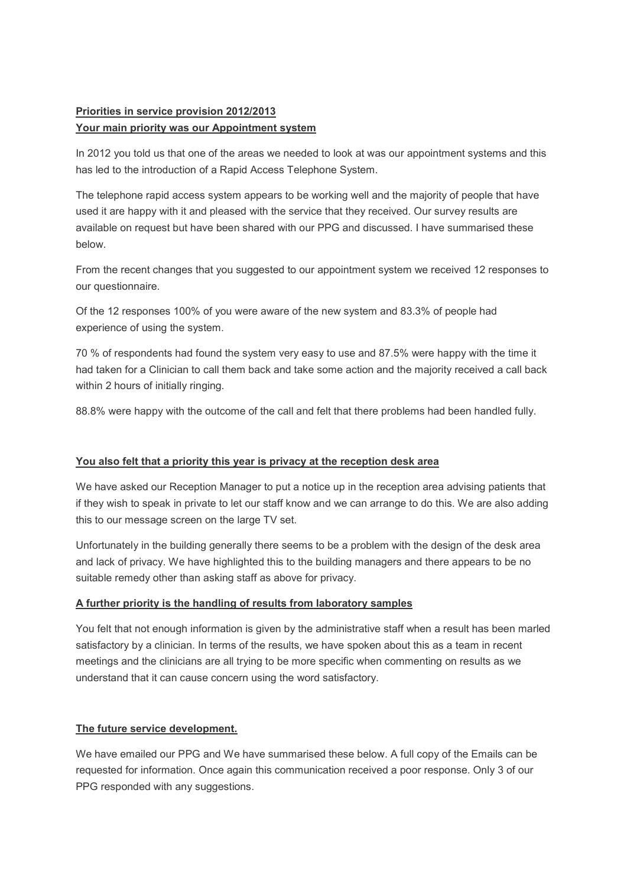**Priorities in service provision 2012/2013**
**Your main priority was our Appointment system**

In 2012 you told us that one of the areas we needed to look at was our appointment systems and this has led to the introduction of a Rapid Access Telephone System.

The telephone rapid access system appears to be working well and the majority of people that have used it are happy with it and pleased with the service that they received. Our survey results are available on request but have been shared with our PPG and discussed. I have summarised these below.

From the recent changes that you suggested to our appointment system we received 12 responses to our questionnaire.

Of the 12 responses 100% of you were aware of the new system and 83.3% of people had experience of using the system.

70 % of respondents had found the system very easy to use and 87.5% were happy with the time it had taken for a Clinician to call them back and take some action and the majority received a call back within 2 hours of initially ringing.

88.8% were happy with the outcome of the call and felt that there problems had been handled fully.

**You also felt that a priority this year is privacy at the reception desk area**

We have asked our Reception Manager to put a notice up in the reception area advising patients that if they wish to speak in private to let our staff know and we can arrange to do this. We are also adding this to our message screen on the large TV set.

Unfortunately in the building generally there seems to be a problem with the design of the desk area and lack of privacy. We have highlighted this to the building managers and there appears to be no suitable remedy other than asking staff as above for privacy.

**A further priority is the handling of results from laboratory samples**

You felt that not enough information is given by the administrative staff when a result has been marled satisfactory by a clinician. In terms of the results, we have spoken about this as a team in recent meetings and the clinicians are all trying to be more specific when commenting on results as we understand that it can cause concern using the word satisfactory.

**The future service development.**

We have emailed our PPG and We have summarised these below. A full copy of the Emails can be requested for information. Once again this communication received a poor response. Only 3 of our PPG responded with any suggestions.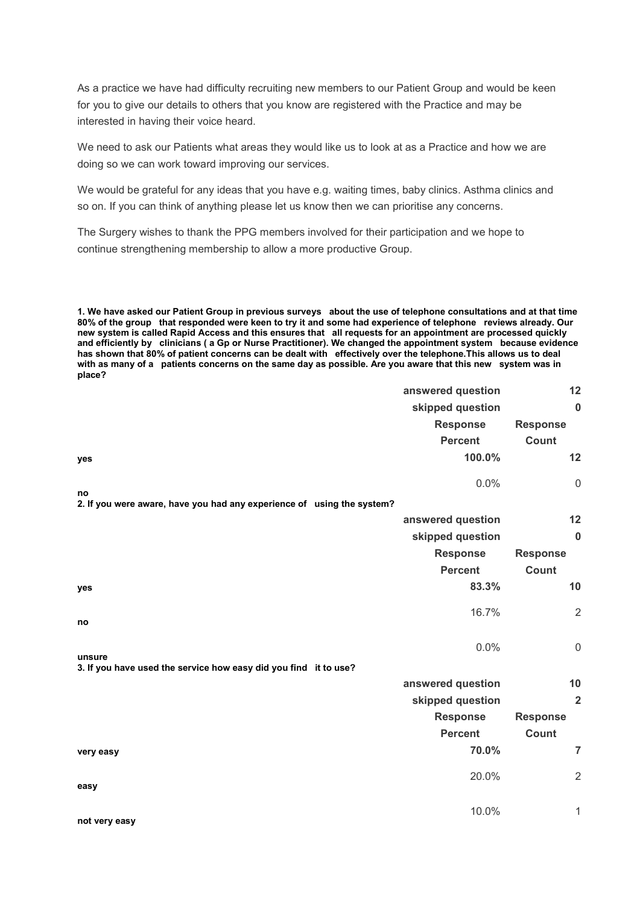As a practice we have had difficulty recruiting new members to our Patient Group and would be keen for you to give our details to others that you know are registered with the Practice and may be interested in having their voice heard.

We need to ask our Patients what areas they would like us to look at as a Practice and how we are doing so we can work toward improving our services.

We would be grateful for any ideas that you have e.g. waiting times, baby clinics. Asthma clinics and so on. If you can think of anything please let us know then we can prioritise any concerns.

The Surgery wishes to thank the PPG members involved for their participation and we hope to continue strengthening membership to allow a more productive Group.

**1. We have asked our Patient Group in previous surveys about the use of telephone consultations and at that time 80% of the group that responded were keen to try it and some had experience of telephone reviews already. Our new system is called Rapid Access and this ensures that all requests for an appointment are processed quickly and efficiently by clinicians ( a Gp or Nurse Practitioner). We changed the appointment system because evidence has shown that 80% of patient concerns can be dealt with effectively over the telephone.This allows us to deal with as many of a patients concerns on the same day as possible. Are you aware that this new system was in place?**

| | Response Percent | Response Count |
|---|---|---|
| **yes** | **100.0%** | **12** |
| **no** | 0.0% | 0 |
| | **answered question** | **12** |
| | **skipped question** | **0** |

**2. If you were aware, have you had any experience of using the system?**

| | Response Percent | Response Count |
|---|---|---|
| **yes** | **83.3%** | **10** |
| **no** | 16.7% | 2 |
| **unsure** | 0.0% | 0 |
| | **answered question** | **12** |
| | **skipped question** | **0** |

**3. If you have used the service how easy did you find it to use?**

| | Response Percent | Response Count |
|---|---|---|
| **very easy** | **70.0%** | **7** |
| **easy** | 20.0% | 2 |
| **not very easy** | 10.0% | 1 |
| | **answered question** | **10** |
| | **skipped question** | **2** |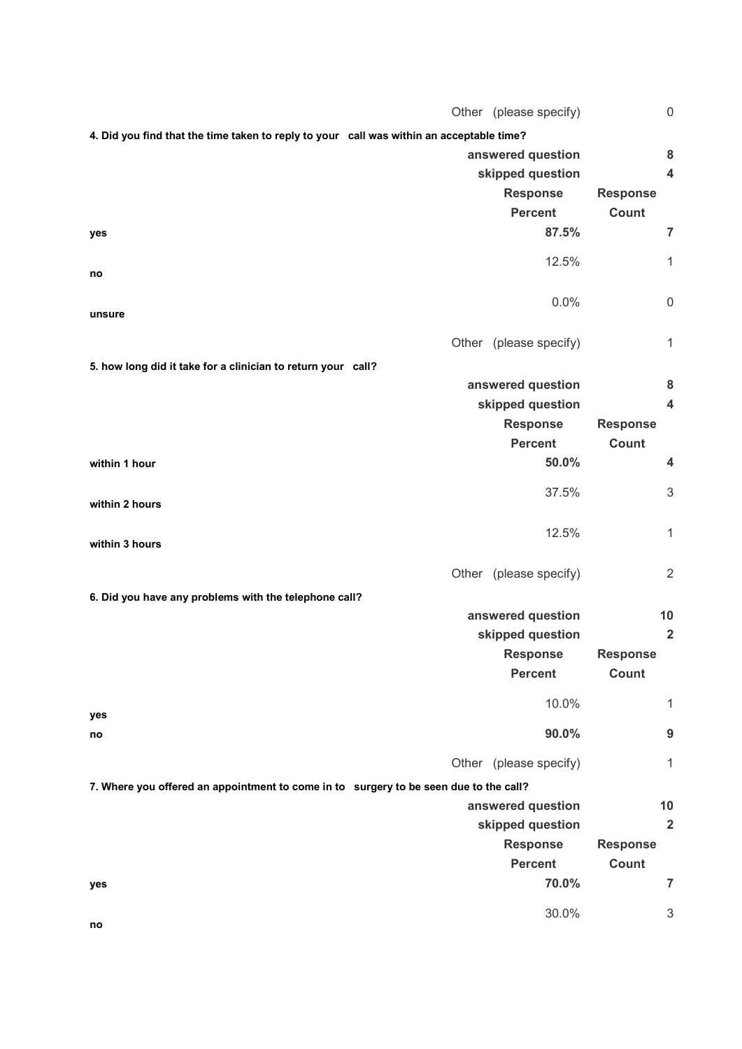| | | |
|---|---|---|
| | Other (please specify) | 0 |

**4. Did you find that the time taken to reply to your call was within an acceptable time?**

| | Response Percent | Response Count |
|---|---|---|
| yes | **87.5%** | **7** |
| no | 12.5% | 1 |
| unsure | 0.0% | 0 |
| | Other (please specify) | 1 |
| | **answered question** | **8** |
| | **skipped question** | **4** |

**5. how long did it take for a clinician to return your call?**

| | Response Percent | Response Count |
|---|---|---|
| within 1 hour | **50.0%** | **4** |
| within 2 hours | 37.5% | 3 |
| within 3 hours | 12.5% | 1 |
| | Other (please specify) | 2 |
| | **answered question** | **8** |
| | **skipped question** | **4** |

**6. Did you have any problems with the telephone call?**

| | Response Percent | Response Count |
|---|---|---|
| yes | 10.0% | 1 |
| no | **90.0%** | **9** |
| | Other (please specify) | 1 |
| | **answered question** | **10** |
| | **skipped question** | **2** |

**7. Where you offered an appointment to come in to surgery to be seen due to the call?**

| | Response Percent | Response Count |
|---|---|---|
| yes | **70.0%** | **7** |
| no | 30.0% | 3 |
| | **answered question** | **10** |
| | **skipped question** | **2** |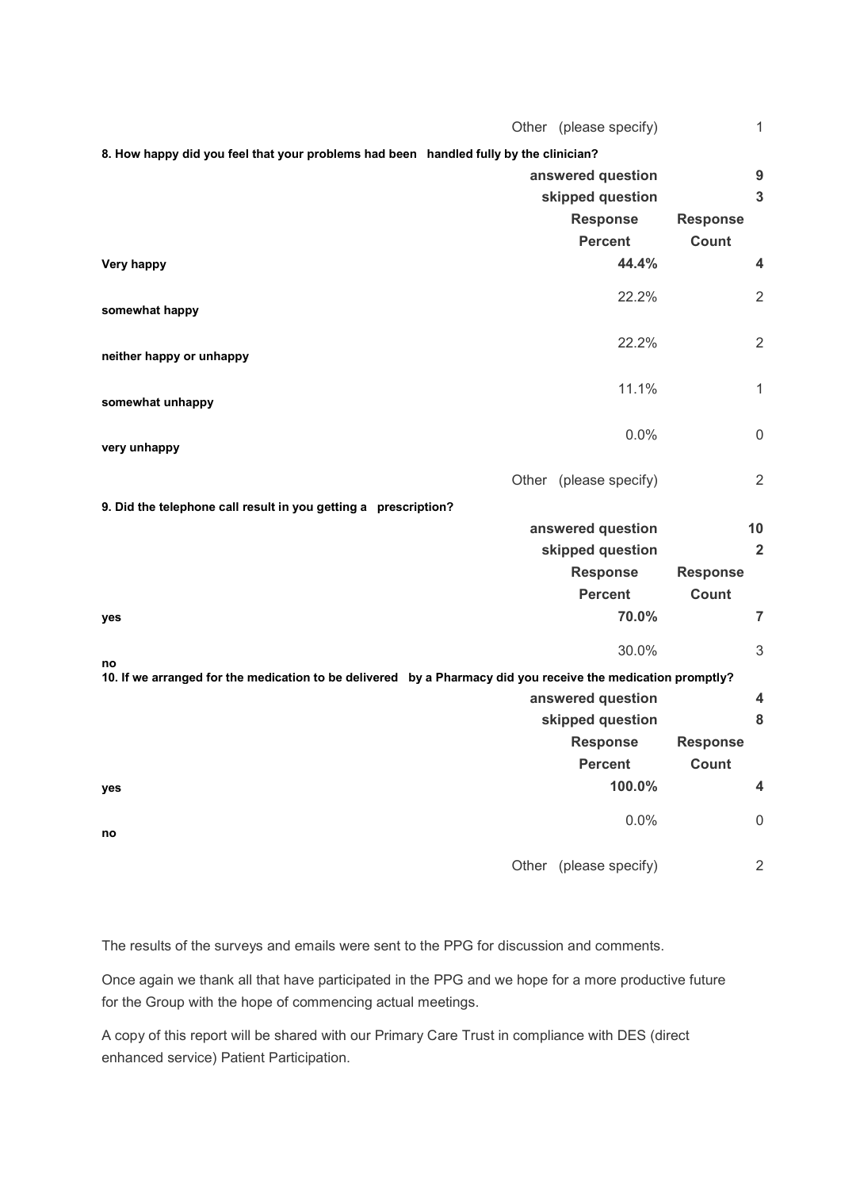| | | |
|---|---|---|
| | Other (please specify) | 1 |

**8. How happy did you feel that your problems had been handled fully by the clinician?**

| | answered question | 9 |
|---|---|---|
| | skipped question | 3 |
| | **Response Percent** | **Response Count** |
| **Very happy** | **44.4%** | **4** |
| **somewhat happy** | 22.2% | 2 |
| **neither happy or unhappy** | 22.2% | 2 |
| **somewhat unhappy** | 11.1% | 1 |
| **very unhappy** | 0.0% | 0 |
| | Other (please specify) | 2 |

**9. Did the telephone call result in you getting a prescription?**

| | answered question | 10 |
|---|---|---|
| | skipped question | 2 |
| | **Response Percent** | **Response Count** |
| **yes** | **70.0%** | **7** |
| **no** | 30.0% | 3 |

**10. If we arranged for the medication to be delivered by a Pharmacy did you receive the medication promptly?**

| | answered question | 4 |
|---|---|---|
| | skipped question | 8 |
| | **Response Percent** | **Response Count** |
| **yes** | **100.0%** | **4** |
| **no** | 0.0% | 0 |
| | Other (please specify) | 2 |

The results of the surveys and emails were sent to the PPG for discussion and comments.

Once again we thank all that have participated in the PPG and we hope for a more productive future for the Group with the hope of commencing actual meetings.

A copy of this report will be shared with our Primary Care Trust in compliance with DES (direct enhanced service) Patient Participation.